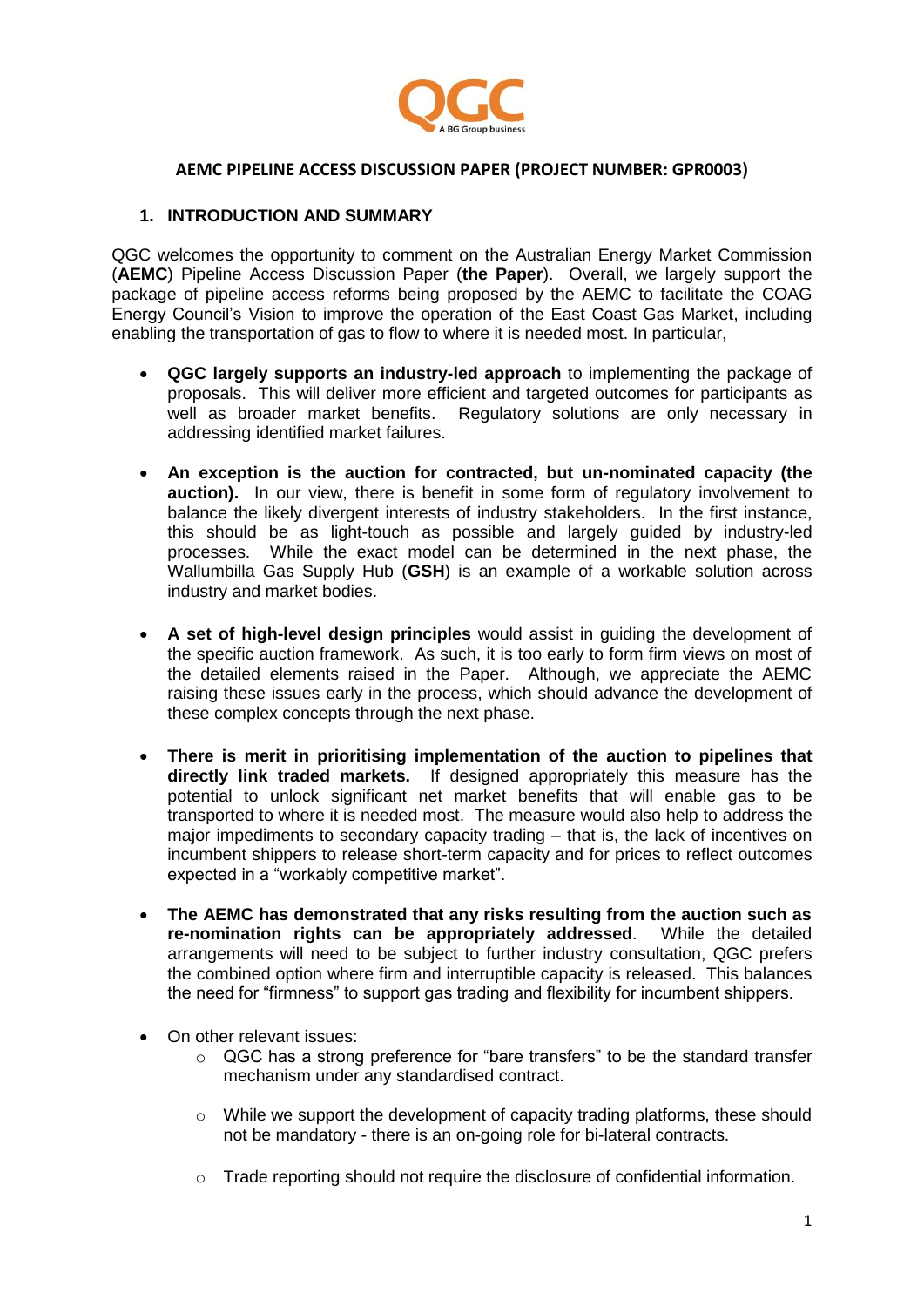QGC

A BG Group business

**AEMC PIPELINE ACCESS DISCUSSION PAPER (PROJECT NUMBER: GPR0003)**

## 1. INTRODUCTION AND SUMMARY

QGC welcomes the opportunity to comment on the Australian Energy Market Commission (**AEMC**) Pipeline Access Discussion Paper (**the Paper**). Overall, we largely support the package of pipeline access reforms being proposed by the AEMC to facilitate the COAG Energy Council's Vision to improve the operation of the East Coast Gas Market, including enabling the transportation of gas to flow to where it is needed most. In particular,

- **QGC largely supports an industry-led approach** to implementing the package of proposals. This will deliver more efficient and targeted outcomes for participants as well as broader market benefits. Regulatory solutions are only necessary in addressing identified market failures.

- **An exception is the auction for contracted, but un-nominated capacity (the auction).** In our view, there is benefit in some form of regulatory involvement to balance the likely divergent interests of industry stakeholders. In the first instance, this should be as light-touch as possible and largely guided by industry-led processes. While the exact model can be determined in the next phase, the Wallumbilla Gas Supply Hub (**GSH**) is an example of a workable solution across industry and market bodies.

- **A set of high-level design principles** would assist in guiding the development of the specific auction framework. As such, it is too early to form firm views on most of the detailed elements raised in the Paper. Although, we appreciate the AEMC raising these issues early in the process, which should advance the development of these complex concepts through the next phase.

- **There is merit in prioritising implementation of the auction to pipelines that directly link traded markets.** If designed appropriately this measure has the potential to unlock significant net market benefits that will enable gas to be transported to where it is needed most. The measure would also help to address the major impediments to secondary capacity trading – that is, the lack of incentives on incumbent shippers to release short-term capacity and for prices to reflect outcomes expected in a "workably competitive market".

- **The AEMC has demonstrated that any risks resulting from the auction such as re-nomination rights can be appropriately addressed**. While the detailed arrangements will need to be subject to further industry consultation, QGC prefers the combined option where firm and interruptible capacity is released. This balances the need for "firmness" to support gas trading and flexibility for incumbent shippers.

- On other relevant issues:
    - QGC has a strong preference for "bare transfers" to be the standard transfer mechanism under any standardised contract.
    - While we support the development of capacity trading platforms, these should not be mandatory - there is an on-going role for bi-lateral contracts.
    - Trade reporting should not require the disclosure of confidential information.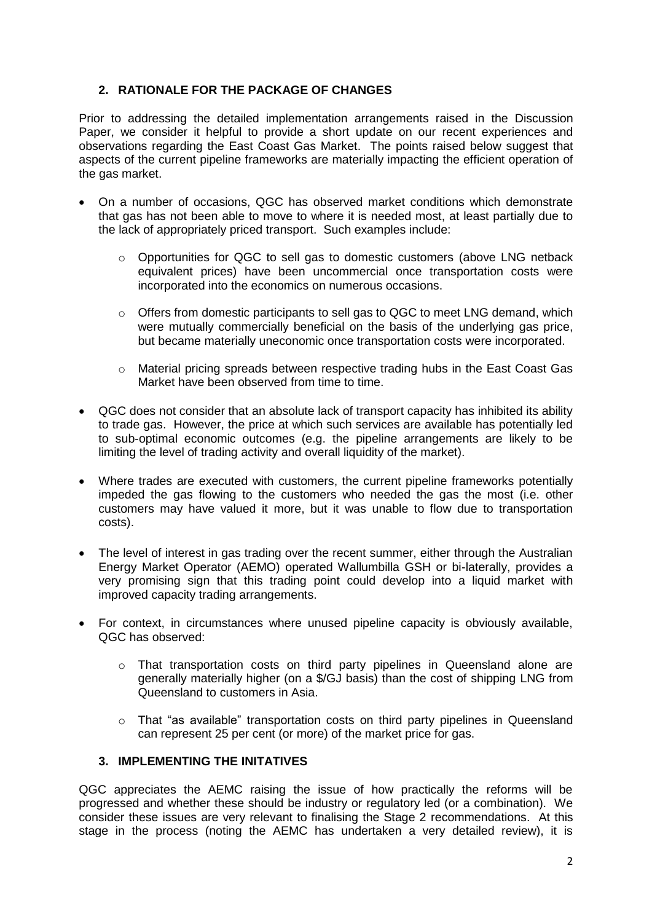## 2. RATIONALE FOR THE PACKAGE OF CHANGES

Prior to addressing the detailed implementation arrangements raised in the Discussion Paper, we consider it helpful to provide a short update on our recent experiences and observations regarding the East Coast Gas Market. The points raised below suggest that aspects of the current pipeline frameworks are materially impacting the efficient operation of the gas market.

- On a number of occasions, QGC has observed market conditions which demonstrate that gas has not been able to move to where it is needed most, at least partially due to the lack of appropriately priced transport. Such examples include:
  - Opportunities for QGC to sell gas to domestic customers (above LNG netback equivalent prices) have been uncommercial once transportation costs were incorporated into the economics on numerous occasions.
  - Offers from domestic participants to sell gas to QGC to meet LNG demand, which were mutually commercially beneficial on the basis of the underlying gas price, but became materially uneconomic once transportation costs were incorporated.
  - Material pricing spreads between respective trading hubs in the East Coast Gas Market have been observed from time to time.
- QGC does not consider that an absolute lack of transport capacity has inhibited its ability to trade gas. However, the price at which such services are available has potentially led to sub-optimal economic outcomes (e.g. the pipeline arrangements are likely to be limiting the level of trading activity and overall liquidity of the market).
- Where trades are executed with customers, the current pipeline frameworks potentially impeded the gas flowing to the customers who needed the gas the most (i.e. other customers may have valued it more, but it was unable to flow due to transportation costs).
- The level of interest in gas trading over the recent summer, either through the Australian Energy Market Operator (AEMO) operated Wallumbilla GSH or bi-laterally, provides a very promising sign that this trading point could develop into a liquid market with improved capacity trading arrangements.
- For context, in circumstances where unused pipeline capacity is obviously available, QGC has observed:
  - That transportation costs on third party pipelines in Queensland alone are generally materially higher (on a $/GJ basis) than the cost of shipping LNG from Queensland to customers in Asia.
  - That "as available" transportation costs on third party pipelines in Queensland can represent 25 per cent (or more) of the market price for gas.

## 3. IMPLEMENTING THE INITATIVES

QGC appreciates the AEMC raising the issue of how practically the reforms will be progressed and whether these should be industry or regulatory led (or a combination). We consider these issues are very relevant to finalising the Stage 2 recommendations. At this stage in the process (noting the AEMC has undertaken a very detailed review), it is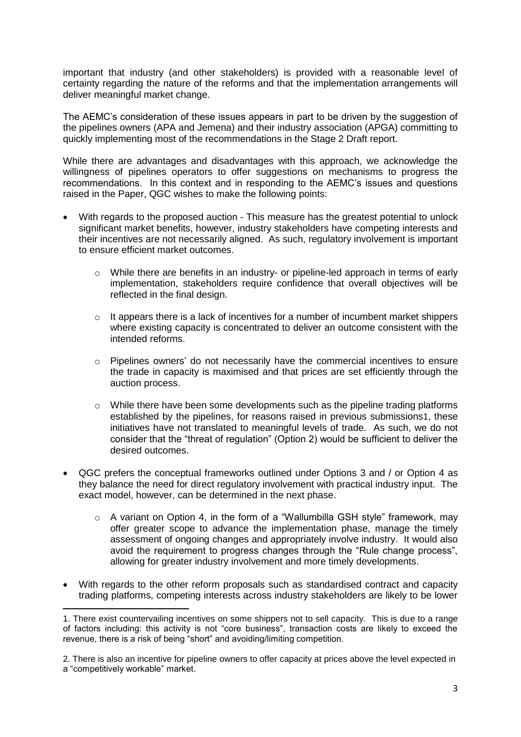important that industry (and other stakeholders) is provided with a reasonable level of certainty regarding the nature of the reforms and that the implementation arrangements will deliver meaningful market change.

The AEMC's consideration of these issues appears in part to be driven by the suggestion of the pipelines owners (APA and Jemena) and their industry association (APGA) committing to quickly implementing most of the recommendations in the Stage 2 Draft report.

While there are advantages and disadvantages with this approach, we acknowledge the willingness of pipelines operators to offer suggestions on mechanisms to progress the recommendations. In this context and in responding to the AEMC's issues and questions raised in the Paper, QGC wishes to make the following points:

- With regards to the proposed auction - This measure has the greatest potential to unlock significant market benefits, however, industry stakeholders have competing interests and their incentives are not necessarily aligned. As such, regulatory involvement is important to ensure efficient market outcomes.
  - While there are benefits in an industry- or pipeline-led approach in terms of early implementation, stakeholders require confidence that overall objectives will be reflected in the final design.
  - It appears there is a lack of incentives for a number of incumbent market shippers where existing capacity is concentrated to deliver an outcome consistent with the intended reforms.
  - Pipelines owners' do not necessarily have the commercial incentives to ensure the trade in capacity is maximised and that prices are set efficiently through the auction process.
  - While there have been some developments such as the pipeline trading platforms established by the pipelines, for reasons raised in previous submissions[1], these initiatives have not translated to meaningful levels of trade. As such, we do not consider that the "threat of regulation" (Option 2) would be sufficient to deliver the desired outcomes.
- QGC prefers the conceptual frameworks outlined under Options 3 and / or Option 4 as they balance the need for direct regulatory involvement with practical industry input. The exact model, however, can be determined in the next phase.
  - A variant on Option 4, in the form of a "Wallumbilla GSH style" framework, may offer greater scope to advance the implementation phase, manage the timely assessment of ongoing changes and appropriately involve industry. It would also avoid the requirement to progress changes through the "Rule change process", allowing for greater industry involvement and more timely developments.
- With regards to the other reform proposals such as standardised contract and capacity trading platforms, competing interests across industry stakeholders are likely to be lower

---

1. There exist countervailing incentives on some shippers not to sell capacity. This is due to a range of factors including: this activity is not "core business", transaction costs are likely to exceed the revenue, there is a risk of being "short" and avoiding/limiting competition.

2. There is also an incentive for pipeline owners to offer capacity at prices above the level expected in a "competitively workable" market.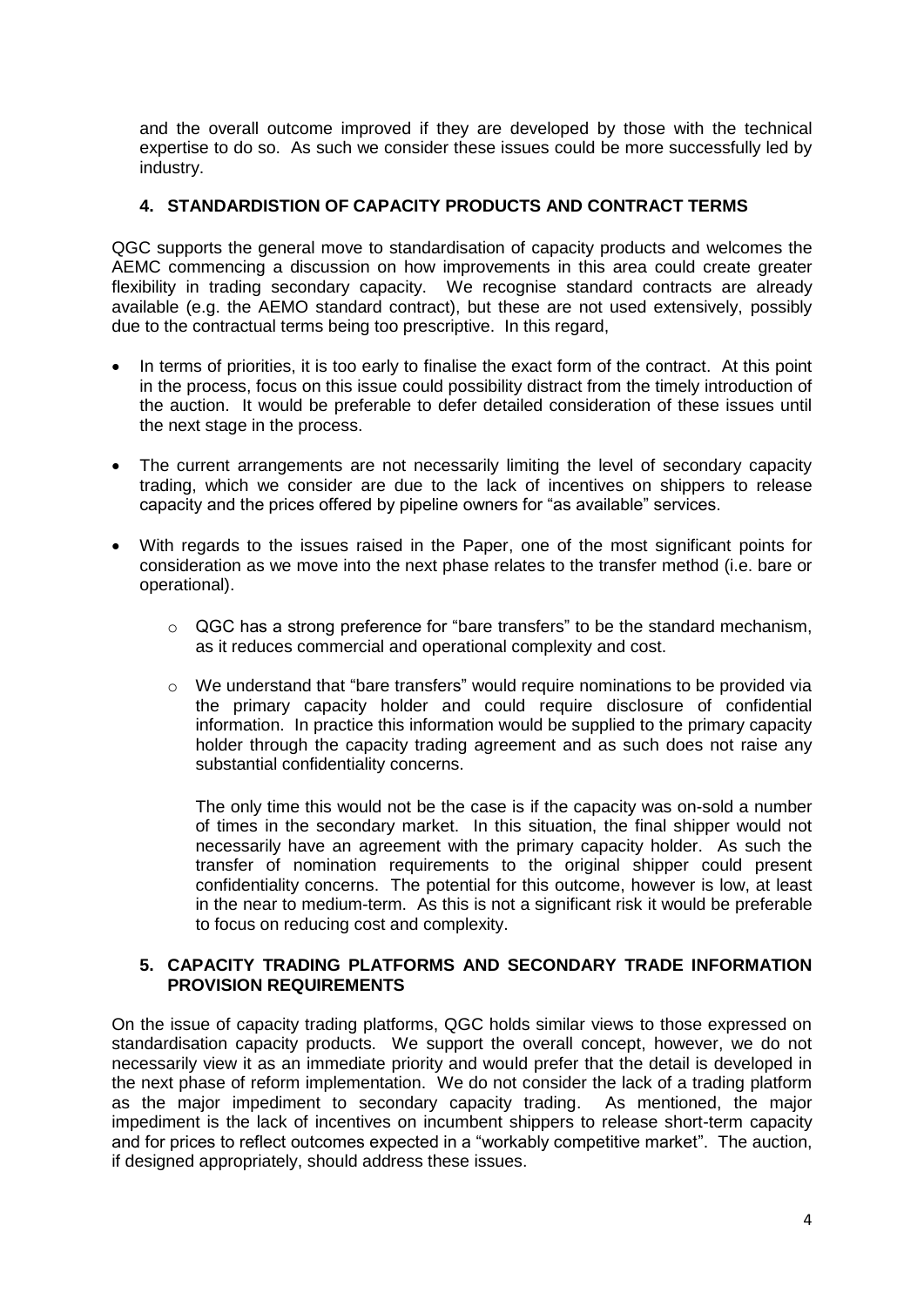and the overall outcome improved if they are developed by those with the technical expertise to do so. As such we consider these issues could be more successfully led by industry.

### 4. STANDARDISTION OF CAPACITY PRODUCTS AND CONTRACT TERMS

QGC supports the general move to standardisation of capacity products and welcomes the AEMC commencing a discussion on how improvements in this area could create greater flexibility in trading secondary capacity. We recognise standard contracts are already available (e.g. the AEMO standard contract), but these are not used extensively, possibly due to the contractual terms being too prescriptive. In this regard,

- In terms of priorities, it is too early to finalise the exact form of the contract. At this point in the process, focus on this issue could possibility distract from the timely introduction of the auction. It would be preferable to defer detailed consideration of these issues until the next stage in the process.
- The current arrangements are not necessarily limiting the level of secondary capacity trading, which we consider are due to the lack of incentives on shippers to release capacity and the prices offered by pipeline owners for "as available" services.
- With regards to the issues raised in the Paper, one of the most significant points for consideration as we move into the next phase relates to the transfer method (i.e. bare or operational).
    - QGC has a strong preference for "bare transfers" to be the standard mechanism, as it reduces commercial and operational complexity and cost.
    - We understand that "bare transfers" would require nominations to be provided via the primary capacity holder and could require disclosure of confidential information. In practice this information would be supplied to the primary capacity holder through the capacity trading agreement and as such does not raise any substantial confidentiality concerns.

      The only time this would not be the case is if the capacity was on-sold a number of times in the secondary market. In this situation, the final shipper would not necessarily have an agreement with the primary capacity holder. As such the transfer of nomination requirements to the original shipper could present confidentiality concerns. The potential for this outcome, however is low, at least in the near to medium-term. As this is not a significant risk it would be preferable to focus on reducing cost and complexity.

### 5. CAPACITY TRADING PLATFORMS AND SECONDARY TRADE INFORMATION PROVISION REQUIREMENTS

On the issue of capacity trading platforms, QGC holds similar views to those expressed on standardisation capacity products. We support the overall concept, however, we do not necessarily view it as an immediate priority and would prefer that the detail is developed in the next phase of reform implementation. We do not consider the lack of a trading platform as the major impediment to secondary capacity trading. As mentioned, the major impediment is the lack of incentives on incumbent shippers to release short-term capacity and for prices to reflect outcomes expected in a "workably competitive market". The auction, if designed appropriately, should address these issues.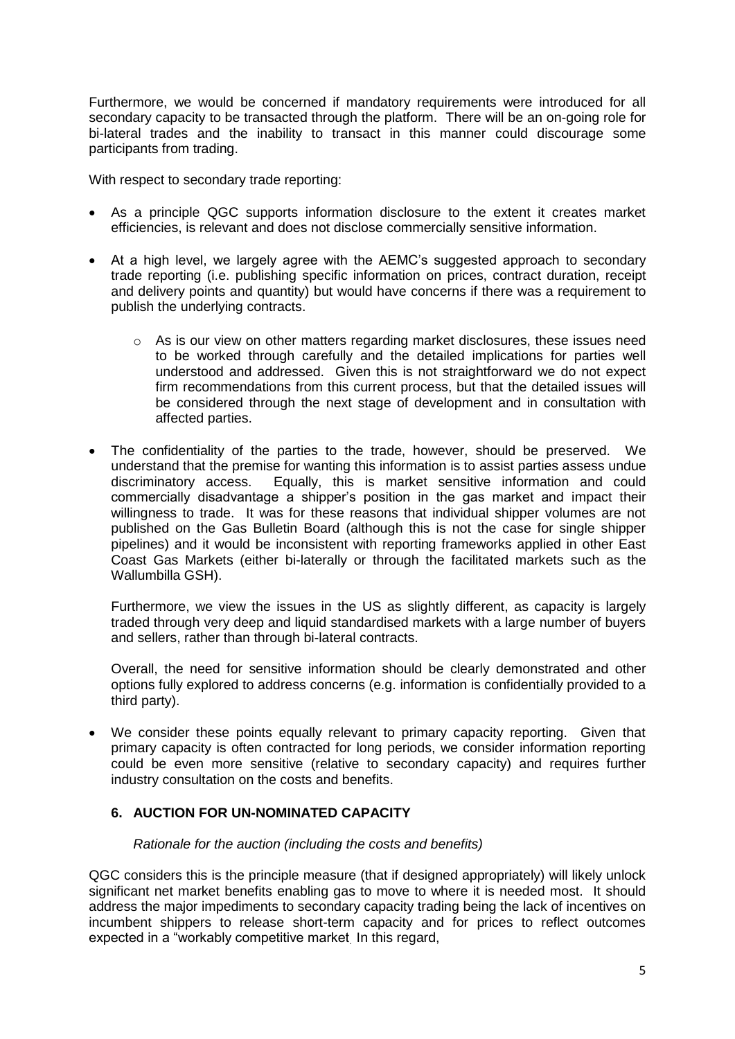Furthermore, we would be concerned if mandatory requirements were introduced for all secondary capacity to be transacted through the platform. There will be an on-going role for bi-lateral trades and the inability to transact in this manner could discourage some participants from trading.

With respect to secondary trade reporting:

- As a principle QGC supports information disclosure to the extent it creates market efficiencies, is relevant and does not disclose commercially sensitive information.
- At a high level, we largely agree with the AEMC's suggested approach to secondary trade reporting (i.e. publishing specific information on prices, contract duration, receipt and delivery points and quantity) but would have concerns if there was a requirement to publish the underlying contracts.
  - As is our view on other matters regarding market disclosures, these issues need to be worked through carefully and the detailed implications for parties well understood and addressed. Given this is not straightforward we do not expect firm recommendations from this current process, but that the detailed issues will be considered through the next stage of development and in consultation with affected parties.
- The confidentiality of the parties to the trade, however, should be preserved. We understand that the premise for wanting this information is to assist parties assess undue discriminatory access. Equally, this is market sensitive information and could commercially disadvantage a shipper's position in the gas market and impact their willingness to trade. It was for these reasons that individual shipper volumes are not published on the Gas Bulletin Board (although this is not the case for single shipper pipelines) and it would be inconsistent with reporting frameworks applied in other East Coast Gas Markets (either bi-laterally or through the facilitated markets such as the Wallumbilla GSH).

  Furthermore, we view the issues in the US as slightly different, as capacity is largely traded through very deep and liquid standardised markets with a large number of buyers and sellers, rather than through bi-lateral contracts.

  Overall, the need for sensitive information should be clearly demonstrated and other options fully explored to address concerns (e.g. information is confidentially provided to a third party).
- We consider these points equally relevant to primary capacity reporting. Given that primary capacity is often contracted for long periods, we consider information reporting could be even more sensitive (relative to secondary capacity) and requires further industry consultation on the costs and benefits.

## 6. AUCTION FOR UN-NOMINATED CAPACITY

*Rationale for the auction (including the costs and benefits)*

QGC considers this is the principle measure (that if designed appropriately) will likely unlock significant net market benefits enabling gas to move to where it is needed most. It should address the major impediments to secondary capacity trading being the lack of incentives on incumbent shippers to release short-term capacity and for prices to reflect outcomes expected in a "workably competitive market. In this regard,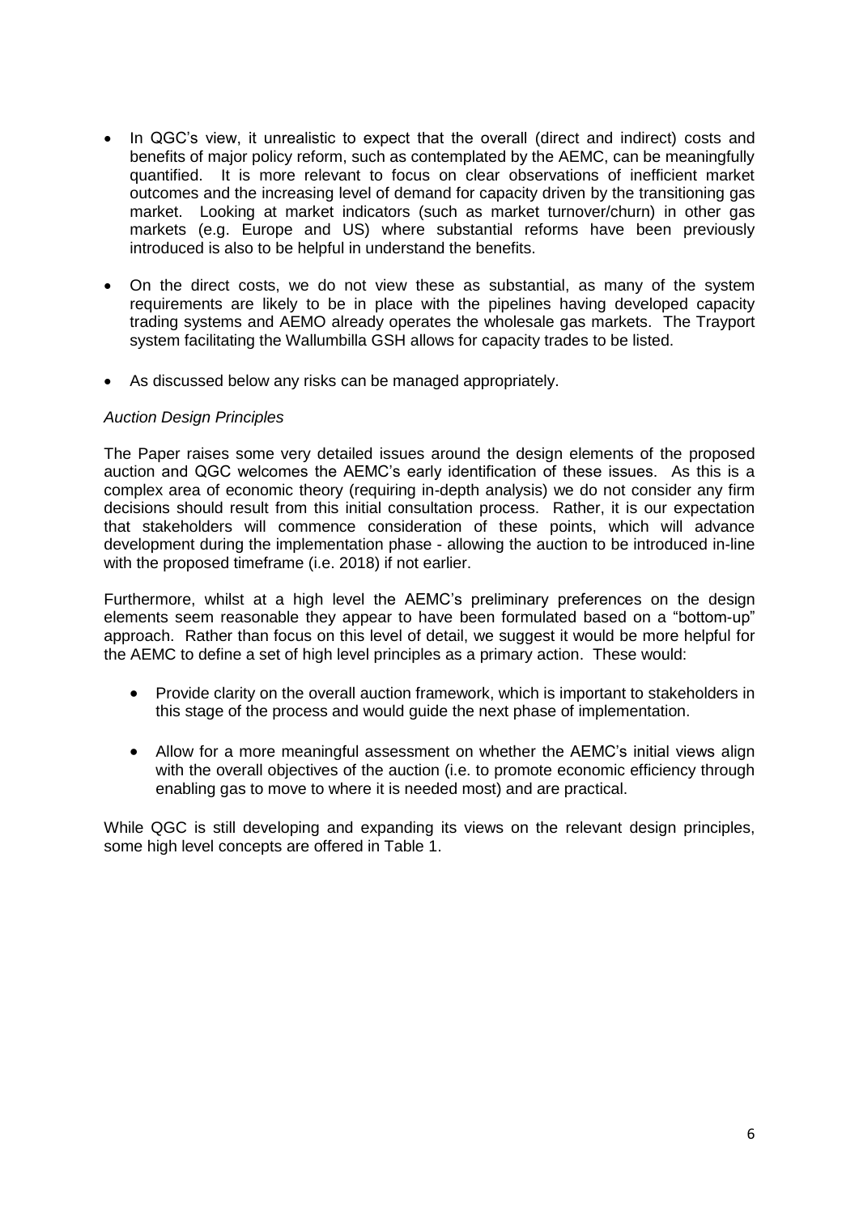- In QGC's view, it unrealistic to expect that the overall (direct and indirect) costs and benefits of major policy reform, such as contemplated by the AEMC, can be meaningfully quantified. It is more relevant to focus on clear observations of inefficient market outcomes and the increasing level of demand for capacity driven by the transitioning gas market. Looking at market indicators (such as market turnover/churn) in other gas markets (e.g. Europe and US) where substantial reforms have been previously introduced is also to be helpful in understand the benefits.

- On the direct costs, we do not view these as substantial, as many of the system requirements are likely to be in place with the pipelines having developed capacity trading systems and AEMO already operates the wholesale gas markets. The Trayport system facilitating the Wallumbilla GSH allows for capacity trades to be listed.

- As discussed below any risks can be managed appropriately.

*Auction Design Principles*

The Paper raises some very detailed issues around the design elements of the proposed auction and QGC welcomes the AEMC's early identification of these issues. As this is a complex area of economic theory (requiring in-depth analysis) we do not consider any firm decisions should result from this initial consultation process. Rather, it is our expectation that stakeholders will commence consideration of these points, which will advance development during the implementation phase - allowing the auction to be introduced in-line with the proposed timeframe (i.e. 2018) if not earlier.

Furthermore, whilst at a high level the AEMC's preliminary preferences on the design elements seem reasonable they appear to have been formulated based on a "bottom-up" approach. Rather than focus on this level of detail, we suggest it would be more helpful for the AEMC to define a set of high level principles as a primary action. These would:

- Provide clarity on the overall auction framework, which is important to stakeholders in this stage of the process and would guide the next phase of implementation.

- Allow for a more meaningful assessment on whether the AEMC's initial views align with the overall objectives of the auction (i.e. to promote economic efficiency through enabling gas to move to where it is needed most) and are practical.

While QGC is still developing and expanding its views on the relevant design principles, some high level concepts are offered in Table 1.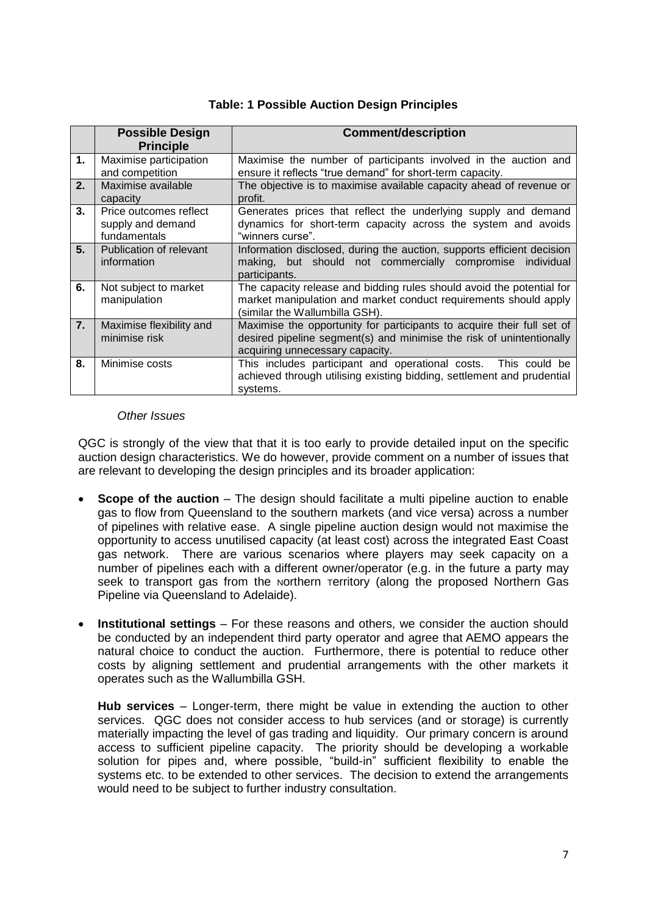**Table: 1 Possible Auction Design Principles**

| | Possible Design Principle | Comment/description |
|---|---|---|
| **1.** | Maximise participation and competition | Maximise the number of participants involved in the auction and ensure it reflects "true demand" for short-term capacity. |
| **2.** | Maximise available capacity | The objective is to maximise available capacity ahead of revenue or profit. |
| **3.** | Price outcomes reflect supply and demand fundamentals | Generates prices that reflect the underlying supply and demand dynamics for short-term capacity across the system and avoids "winners curse". |
| **5.** | Publication of relevant information | Information disclosed, during the auction, supports efficient decision making, but should not commercially compromise individual participants. |
| **6.** | Not subject to market manipulation | The capacity release and bidding rules should avoid the potential for market manipulation and market conduct requirements should apply (similar the Wallumbilla GSH). |
| **7.** | Maximise flexibility and minimise risk | Maximise the opportunity for participants to acquire their full set of desired pipeline segment(s) and minimise the risk of unintentionally acquiring unnecessary capacity. |
| **8.** | Minimise costs | This includes participant and operational costs. This could be achieved through utilising existing bidding, settlement and prudential systems. |

*Other Issues*

QGC is strongly of the view that that it is too early to provide detailed input on the specific auction design characteristics. We do however, provide comment on a number of issues that are relevant to developing the design principles and its broader application:

- **Scope of the auction** – The design should facilitate a multi pipeline auction to enable gas to flow from Queensland to the southern markets (and vice versa) across a number of pipelines with relative ease. A single pipeline auction design would not maximise the opportunity to access unutilised capacity (at least cost) across the integrated East Coast gas network. There are various scenarios where players may seek capacity on a number of pipelines each with a different owner/operator (e.g. in the future a party may seek to transport gas from the Northern Territory (along the proposed Northern Gas Pipeline via Queensland to Adelaide).
- **Institutional settings** – For these reasons and others, we consider the auction should be conducted by an independent third party operator and agree that AEMO appears the natural choice to conduct the auction. Furthermore, there is potential to reduce other costs by aligning settlement and prudential arrangements with the other markets it operates such as the Wallumbilla GSH.

  **Hub services** – Longer-term, there might be value in extending the auction to other services. QGC does not consider access to hub services (and or storage) is currently materially impacting the level of gas trading and liquidity. Our primary concern is around access to sufficient pipeline capacity. The priority should be developing a workable solution for pipes and, where possible, "build-in" sufficient flexibility to enable the systems etc. to be extended to other services. The decision to extend the arrangements would need to be subject to further industry consultation.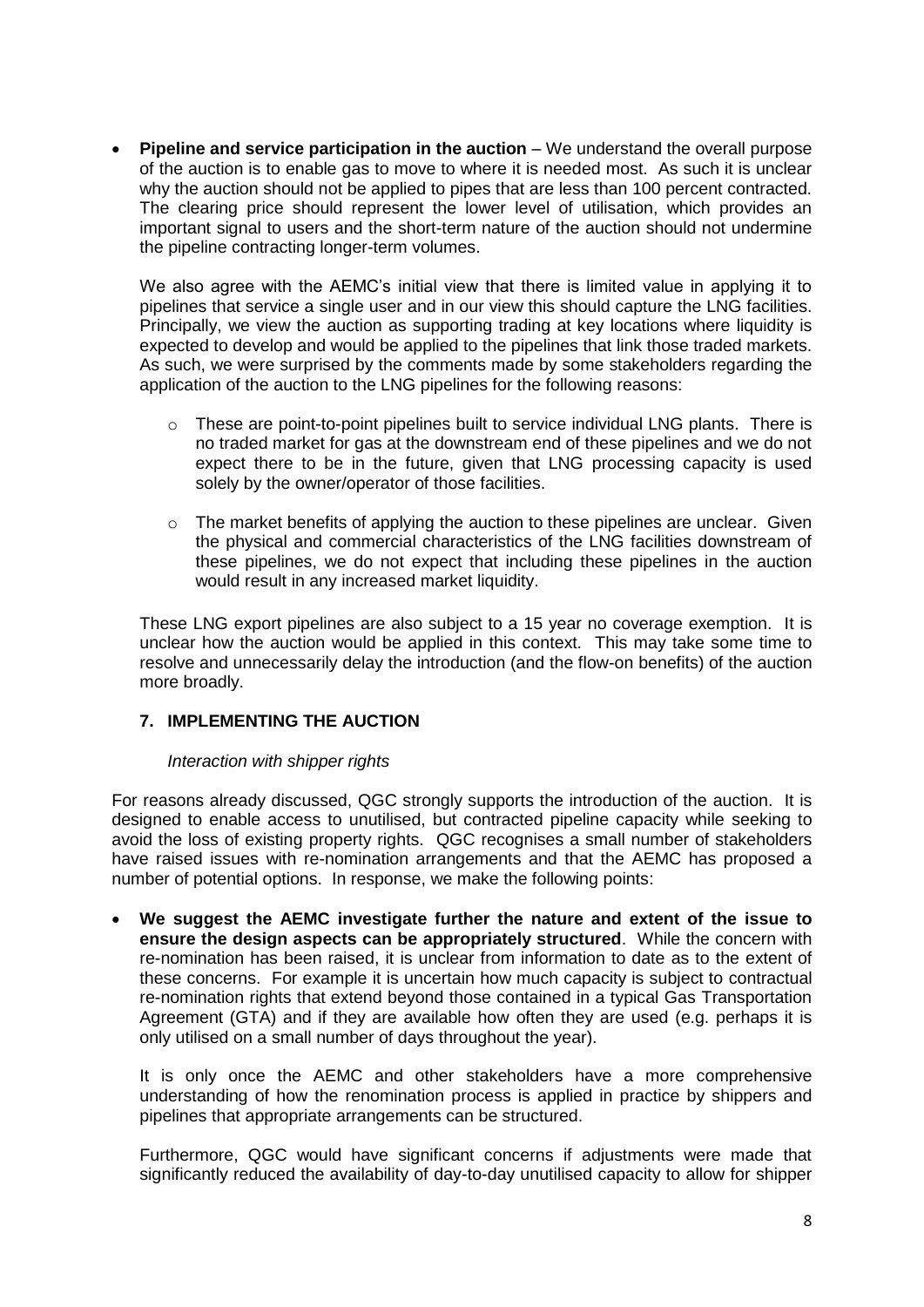- **Pipeline and service participation in the auction** – We understand the overall purpose of the auction is to enable gas to move to where it is needed most. As such it is unclear why the auction should not be applied to pipes that are less than 100 percent contracted. The clearing price should represent the lower level of utilisation, which provides an important signal to users and the short-term nature of the auction should not undermine the pipeline contracting longer-term volumes.

  We also agree with the AEMC's initial view that there is limited value in applying it to pipelines that service a single user and in our view this should capture the LNG facilities. Principally, we view the auction as supporting trading at key locations where liquidity is expected to develop and would be applied to the pipelines that link those traded markets. As such, we were surprised by the comments made by some stakeholders regarding the application of the auction to the LNG pipelines for the following reasons:

  - These are point-to-point pipelines built to service individual LNG plants. There is no traded market for gas at the downstream end of these pipelines and we do not expect there to be in the future, given that LNG processing capacity is used solely by the owner/operator of those facilities.
  - The market benefits of applying the auction to these pipelines are unclear. Given the physical and commercial characteristics of the LNG facilities downstream of these pipelines, we do not expect that including these pipelines in the auction would result in any increased market liquidity.

  These LNG export pipelines are also subject to a 15 year no coverage exemption. It is unclear how the auction would be applied in this context. This may take some time to resolve and unnecessarily delay the introduction (and the flow-on benefits) of the auction more broadly.

## 7. IMPLEMENTING THE AUCTION

*Interaction with shipper rights*

For reasons already discussed, QGC strongly supports the introduction of the auction. It is designed to enable access to unutilised, but contracted pipeline capacity while seeking to avoid the loss of existing property rights. QGC recognises a small number of stakeholders have raised issues with re-nomination arrangements and that the AEMC has proposed a number of potential options. In response, we make the following points:

- **We suggest the AEMC investigate further the nature and extent of the issue to ensure the design aspects can be appropriately structured**. While the concern with re-nomination has been raised, it is unclear from information to date as to the extent of these concerns. For example it is uncertain how much capacity is subject to contractual re-nomination rights that extend beyond those contained in a typical Gas Transportation Agreement (GTA) and if they are available how often they are used (e.g. perhaps it is only utilised on a small number of days throughout the year).

  It is only once the AEMC and other stakeholders have a more comprehensive understanding of how the renomination process is applied in practice by shippers and pipelines that appropriate arrangements can be structured.

  Furthermore, QGC would have significant concerns if adjustments were made that significantly reduced the availability of day-to-day unutilised capacity to allow for shipper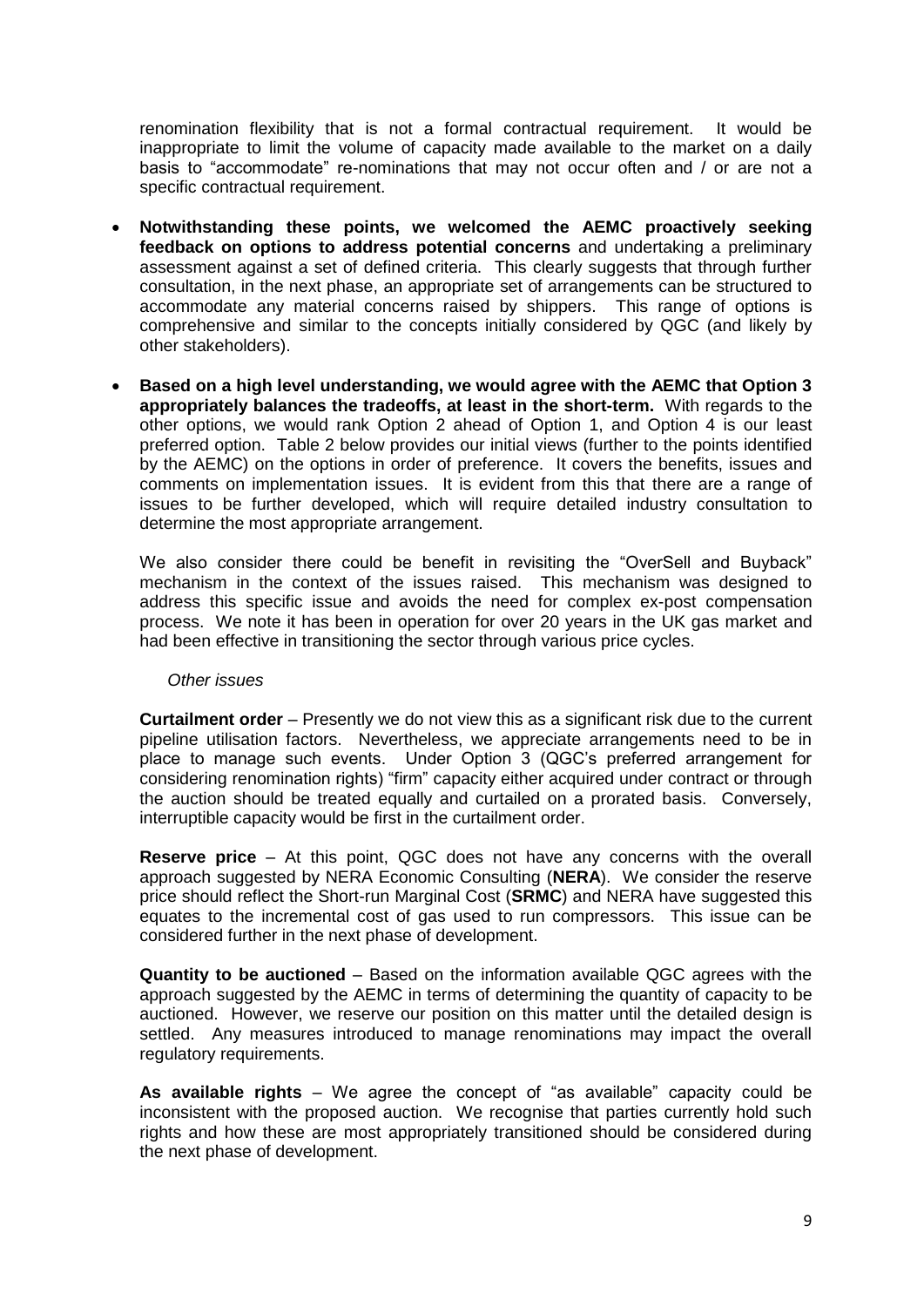renomination flexibility that is not a formal contractual requirement. It would be inappropriate to limit the volume of capacity made available to the market on a daily basis to "accommodate" re-nominations that may not occur often and / or are not a specific contractual requirement.

- **Notwithstanding these points, we welcomed the AEMC proactively seeking feedback on options to address potential concerns** and undertaking a preliminary assessment against a set of defined criteria. This clearly suggests that through further consultation, in the next phase, an appropriate set of arrangements can be structured to accommodate any material concerns raised by shippers. This range of options is comprehensive and similar to the concepts initially considered by QGC (and likely by other stakeholders).

- **Based on a high level understanding, we would agree with the AEMC that Option 3 appropriately balances the tradeoffs, at least in the short-term.** With regards to the other options, we would rank Option 2 ahead of Option 1, and Option 4 is our least preferred option. Table 2 below provides our initial views (further to the points identified by the AEMC) on the options in order of preference. It covers the benefits, issues and comments on implementation issues. It is evident from this that there are a range of issues to be further developed, which will require detailed industry consultation to determine the most appropriate arrangement.

  We also consider there could be benefit in revisiting the "OverSell and Buyback" mechanism in the context of the issues raised. This mechanism was designed to address this specific issue and avoids the need for complex ex-post compensation process. We note it has been in operation for over 20 years in the UK gas market and had been effective in transitioning the sector through various price cycles.

  *Other issues*

  **Curtailment order** – Presently we do not view this as a significant risk due to the current pipeline utilisation factors. Nevertheless, we appreciate arrangements need to be in place to manage such events. Under Option 3 (QGC's preferred arrangement for considering renomination rights) "firm" capacity either acquired under contract or through the auction should be treated equally and curtailed on a prorated basis. Conversely, interruptible capacity would be first in the curtailment order.

  **Reserve price** – At this point, QGC does not have any concerns with the overall approach suggested by NERA Economic Consulting (**NERA**). We consider the reserve price should reflect the Short-run Marginal Cost (**SRMC**) and NERA have suggested this equates to the incremental cost of gas used to run compressors. This issue can be considered further in the next phase of development.

  **Quantity to be auctioned** – Based on the information available QGC agrees with the approach suggested by the AEMC in terms of determining the quantity of capacity to be auctioned. However, we reserve our position on this matter until the detailed design is settled. Any measures introduced to manage renominations may impact the overall regulatory requirements.

  **As available rights** – We agree the concept of "as available" capacity could be inconsistent with the proposed auction. We recognise that parties currently hold such rights and how these are most appropriately transitioned should be considered during the next phase of development.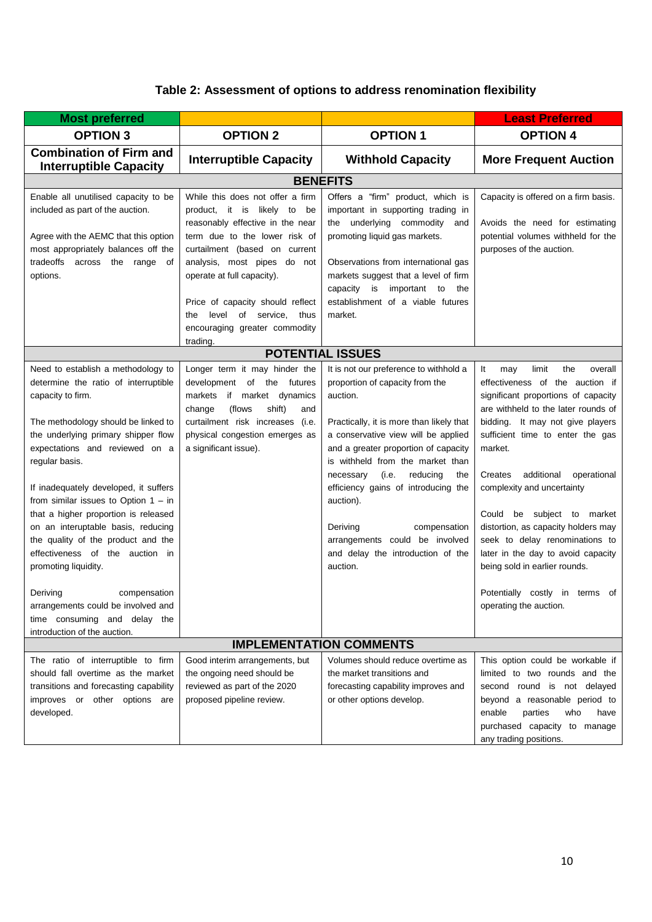**Table 2: Assessment of options to address renomination flexibility**

| Most preferred | | | Least Preferred |
|---|---|---|---|
| **OPTION 3** | **OPTION 2** | **OPTION 1** | **OPTION 4** |
| **Combination of Firm and Interruptible Capacity** | **Interruptible Capacity** | **Withhold Capacity** | **More Frequent Auction** |
| **BENEFITS** | | | |
| Enable all unutilised capacity to be included as part of the auction.<br><br>Agree with the AEMC that this option most appropriately balances off the tradeoffs across the range of options. | While this does not offer a firm product, it is likely to be reasonably effective in the near term due to the lower risk of curtailment (based on current analysis, most pipes do not operate at full capacity).<br><br>Price of capacity should reflect the level of service, thus encouraging greater commodity trading. | Offers a "firm" product, which is important in supporting trading in the underlying commodity and promoting liquid gas markets.<br><br>Observations from international gas markets suggest that a level of firm capacity is important to the establishment of a viable futures market. | Capacity is offered on a firm basis.<br><br>Avoids the need for estimating potential volumes withheld for the purposes of the auction. |
| **POTENTIAL ISSUES** | | | |
| Need to establish a methodology to determine the ratio of interruptible capacity to firm.<br><br>The methodology should be linked to the underlying primary shipper flow expectations and reviewed on a regular basis.<br><br>If inadequately developed, it suffers from similar issues to Option 1 – in that a higher proportion is released on an interuptable basis, reducing the quality of the product and the effectiveness of the auction in promoting liquidity.<br><br>Deriving compensation arrangements could be involved and time consuming and delay the introduction of the auction. | Longer term it may hinder the development of the futures markets if market dynamics change (flows shift) and curtailment risk increases (i.e. physical congestion emerges as a significant issue). | It is not our preference to withhold a proportion of capacity from the auction.<br><br>Practically, it is more than likely that a conservative view will be applied and a greater proportion of capacity is withheld from the market than necessary (i.e. reducing the efficiency gains of introducing the auction).<br><br>Deriving compensation arrangements could be involved and delay the introduction of the auction. | It may limit the overall effectiveness of the auction if significant proportions of capacity are withheld to the later rounds of bidding. It may not give players sufficient time to enter the gas market.<br><br>Creates additional operational complexity and uncertainty<br><br>Could be subject to market distortion, as capacity holders may seek to delay renominations to later in the day to avoid capacity being sold in earlier rounds.<br><br>Potentially costly in terms of operating the auction. |
| **IMPLEMENTATION COMMENTS** | | | |
| The ratio of interruptible to firm should fall overtime as the market transitions and forecasting capability improves or other options are developed. | Good interim arrangements, but the ongoing need should be reviewed as part of the 2020 proposed pipeline review. | Volumes should reduce overtime as the market transitions and forecasting capability improves and or other options develop. | This option could be workable if limited to two rounds and the second round is not delayed beyond a reasonable period to enable parties who have purchased capacity to manage any trading positions. |